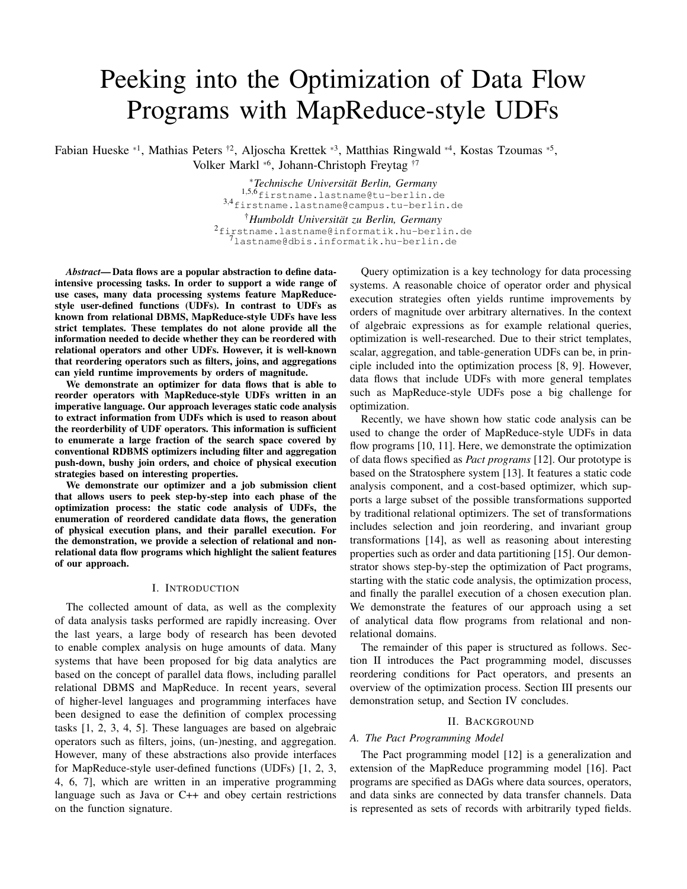# Peeking into the Optimization of Data Flow Programs with MapReduce-style UDFs

Fabian Hueske *1, Mathias Peters †2, Aljoscha Krettek *3, Matthias Ringwald *4, Kostas Tzoumas *5, Volker Markl *6, Johann-Christoph Freytag †7

*Technische Universität Berlin, Germany*
[1,5,6]firstname.lastname@tu-berlin.de
[3,4]firstname.lastname@campus.tu-berlin.de

†*Humboldt Universität zu Berlin, Germany*
[2]firstname.lastname@informatik.hu-berlin.de
[7]lastname@dbis.informatik.hu-berlin.de

***Abstract*— Data flows are a popular abstraction to define data-intensive processing tasks. In order to support a wide range of use cases, many data processing systems feature MapReduce-style user-defined functions (UDFs). In contrast to UDFs as known from relational DBMS, MapReduce-style UDFs have less strict templates. These templates do not alone provide all the information needed to decide whether they can be reordered with relational operators and other UDFs. However, it is well-known that reordering operators such as filters, joins, and aggregations can yield runtime improvements by orders of magnitude.**

**We demonstrate an optimizer for data flows that is able to reorder operators with MapReduce-style UDFs written in an imperative language. Our approach leverages static code analysis to extract information from UDFs which is used to reason about the reorderbility of UDF operators. This information is sufficient to enumerate a large fraction of the search space covered by conventional RDBMS optimizers including filter and aggregation push-down, bushy join orders, and choice of physical execution strategies based on interesting properties.**

**We demonstrate our optimizer and a job submission client that allows users to peek step-by-step into each phase of the optimization process: the static code analysis of UDFs, the enumeration of reordered candidate data flows, the generation of physical execution plans, and their parallel execution. For the demonstration, we provide a selection of relational and non-relational data flow programs which highlight the salient features of our approach.**

## I. Introduction

The collected amount of data, as well as the complexity of data analysis tasks performed are rapidly increasing. Over the last years, a large body of research has been devoted to enable complex analysis on huge amounts of data. Many systems that have been proposed for big data analytics are based on the concept of parallel data flows, including parallel relational DBMS and MapReduce. In recent years, several of higher-level languages and programming interfaces have been designed to ease the definition of complex processing tasks [1, 2, 3, 4, 5]. These languages are based on algebraic operators such as filters, joins, (un-)nesting, and aggregation. However, many of these abstractions also provide interfaces for MapReduce-style user-defined functions (UDFs) [1, 2, 3, 4, 6, 7], which are written in an imperative programming language such as Java or C++ and obey certain restrictions on the function signature.

Query optimization is a key technology for data processing systems. A reasonable choice of operator order and physical execution strategies often yields runtime improvements by orders of magnitude over arbitrary alternatives. In the context of algebraic expressions as for example relational queries, optimization is well-researched. Due to their strict templates, scalar, aggregation, and table-generation UDFs can be, in principle included into the optimization process [8, 9]. However, data flows that include UDFs with more general templates such as MapReduce-style UDFs pose a big challenge for optimization.

Recently, we have shown how static code analysis can be used to change the order of MapReduce-style UDFs in data flow programs [10, 11]. Here, we demonstrate the optimization of data flows specified as *Pact programs* [12]. Our prototype is based on the Stratosphere system [13]. It features a static code analysis component, and a cost-based optimizer, which supports a large subset of the possible transformations supported by traditional relational optimizers. The set of transformations includes selection and join reordering, and invariant group transformations [14], as well as reasoning about interesting properties such as order and data partitioning [15]. Our demonstrator shows step-by-step the optimization of Pact programs, starting with the static code analysis, the optimization process, and finally the parallel execution of a chosen execution plan. We demonstrate the features of our approach using a set of analytical data flow programs from relational and non-relational domains.

The remainder of this paper is structured as follows. Section II introduces the Pact programming model, discusses reordering conditions for Pact operators, and presents an overview of the optimization process. Section III presents our demonstration setup, and Section IV concludes.

## II. Background

### A. The Pact Programming Model

The Pact programming model [12] is a generalization and extension of the MapReduce programming model [16]. Pact programs are specified as DAGs where data sources, operators, and data sinks are connected by data transfer channels. Data is represented as sets of records with arbitrarily typed fields.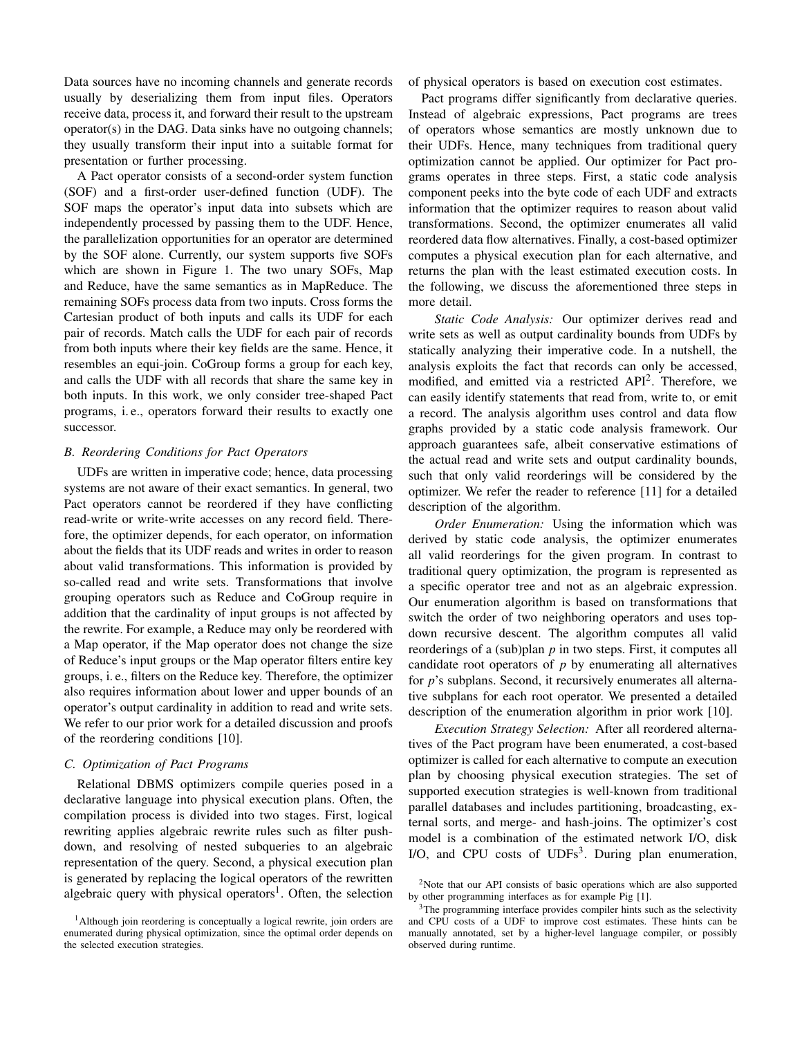Data sources have no incoming channels and generate records usually by deserializing them from input files. Operators receive data, process it, and forward their result to the upstream operator(s) in the DAG. Data sinks have no outgoing channels; they usually transform their input into a suitable format for presentation or further processing.

A Pact operator consists of a second-order system function (SOF) and a first-order user-defined function (UDF). The SOF maps the operator's input data into subsets which are independently processed by passing them to the UDF. Hence, the parallelization opportunities for an operator are determined by the SOF alone. Currently, our system supports five SOFs which are shown in Figure 1. The two unary SOFs, Map and Reduce, have the same semantics as in MapReduce. The remaining SOFs process data from two inputs. Cross forms the Cartesian product of both inputs and calls its UDF for each pair of records. Match calls the UDF for each pair of records from both inputs where their key fields are the same. Hence, it resembles an equi-join. CoGroup forms a group for each key, and calls the UDF with all records that share the same key in both inputs. In this work, we only consider tree-shaped Pact programs, i. e., operators forward their results to exactly one successor.

### B. Reordering Conditions for Pact Operators

UDFs are written in imperative code; hence, data processing systems are not aware of their exact semantics. In general, two Pact operators cannot be reordered if they have conflicting read-write or write-write accesses on any record field. Therefore, the optimizer depends, for each operator, on information about the fields that its UDF reads and writes in order to reason about valid transformations. This information is provided by so-called read and write sets. Transformations that involve grouping operators such as Reduce and CoGroup require in addition that the cardinality of input groups is not affected by the rewrite. For example, a Reduce may only be reordered with a Map operator, if the Map operator does not change the size of Reduce's input groups or the Map operator filters entire key groups, i. e., filters on the Reduce key. Therefore, the optimizer also requires information about lower and upper bounds of an operator's output cardinality in addition to read and write sets. We refer to our prior work for a detailed discussion and proofs of the reordering conditions [10].

### C. Optimization of Pact Programs

Relational DBMS optimizers compile queries posed in a declarative language into physical execution plans. Often, the compilation process is divided into two stages. First, logical rewriting applies algebraic rewrite rules such as filter push-down, and resolving of nested subqueries to an algebraic representation of the query. Second, a physical execution plan is generated by replacing the logical operators of the rewritten algebraic query with physical operators[1]. Often, the selection of physical operators is based on execution cost estimates.

Pact programs differ significantly from declarative queries. Instead of algebraic expressions, Pact programs are trees of operators whose semantics are mostly unknown due to their UDFs. Hence, many techniques from traditional query optimization cannot be applied. Our optimizer for Pact programs operates in three steps. First, a static code analysis component peeks into the byte code of each UDF and extracts information that the optimizer requires to reason about valid transformations. Second, the optimizer enumerates all valid reordered data flow alternatives. Finally, a cost-based optimizer computes a physical execution plan for each alternative, and returns the plan with the least estimated execution costs. In the following, we discuss the aforementioned three steps in more detail.

*Static Code Analysis:* Our optimizer derives read and write sets as well as output cardinality bounds from UDFs by statically analyzing their imperative code. In a nutshell, the analysis exploits the fact that records can only be accessed, modified, and emitted via a restricted API[2]. Therefore, we can easily identify statements that read from, write to, or emit a record. The analysis algorithm uses control and data flow graphs provided by a static code analysis framework. Our approach guarantees safe, albeit conservative estimations of the actual read and write sets and output cardinality bounds, such that only valid reorderings will be considered by the optimizer. We refer the reader to reference [11] for a detailed description of the algorithm.

*Order Enumeration:* Using the information which was derived by static code analysis, the optimizer enumerates all valid reorderings for the given program. In contrast to traditional query optimization, the program is represented as a specific operator tree and not as an algebraic expression. Our enumeration algorithm is based on transformations that switch the order of two neighboring operators and uses top-down recursive descent. The algorithm computes all valid reorderings of a (sub)plan $p$ in two steps. First, it computes all candidate root operators of $p$ by enumerating all alternatives for $p$'s subplans. Second, it recursively enumerates all alternative subplans for each root operator. We presented a detailed description of the enumeration algorithm in prior work [10].

*Execution Strategy Selection:* After all reordered alternatives of the Pact program have been enumerated, a cost-based optimizer is called for each alternative to compute an execution plan by choosing physical execution strategies. The set of supported execution strategies is well-known from traditional parallel databases and includes partitioning, broadcasting, external sorts, and merge- and hash-joins. The optimizer's cost model is a combination of the estimated network I/O, disk I/O, and CPU costs of UDFs[3]. During plan enumeration,

[1]Although join reordering is conceptually a logical rewrite, join orders are enumerated during physical optimization, since the optimal order depends on the selected execution strategies.

[2]Note that our API consists of basic operations which are also supported by other programming interfaces as for example Pig [1].

[3]The programming interface provides compiler hints such as the selectivity and CPU costs of a UDF to improve cost estimates. These hints can be manually annotated, set by a higher-level language compiler, or possibly observed during runtime.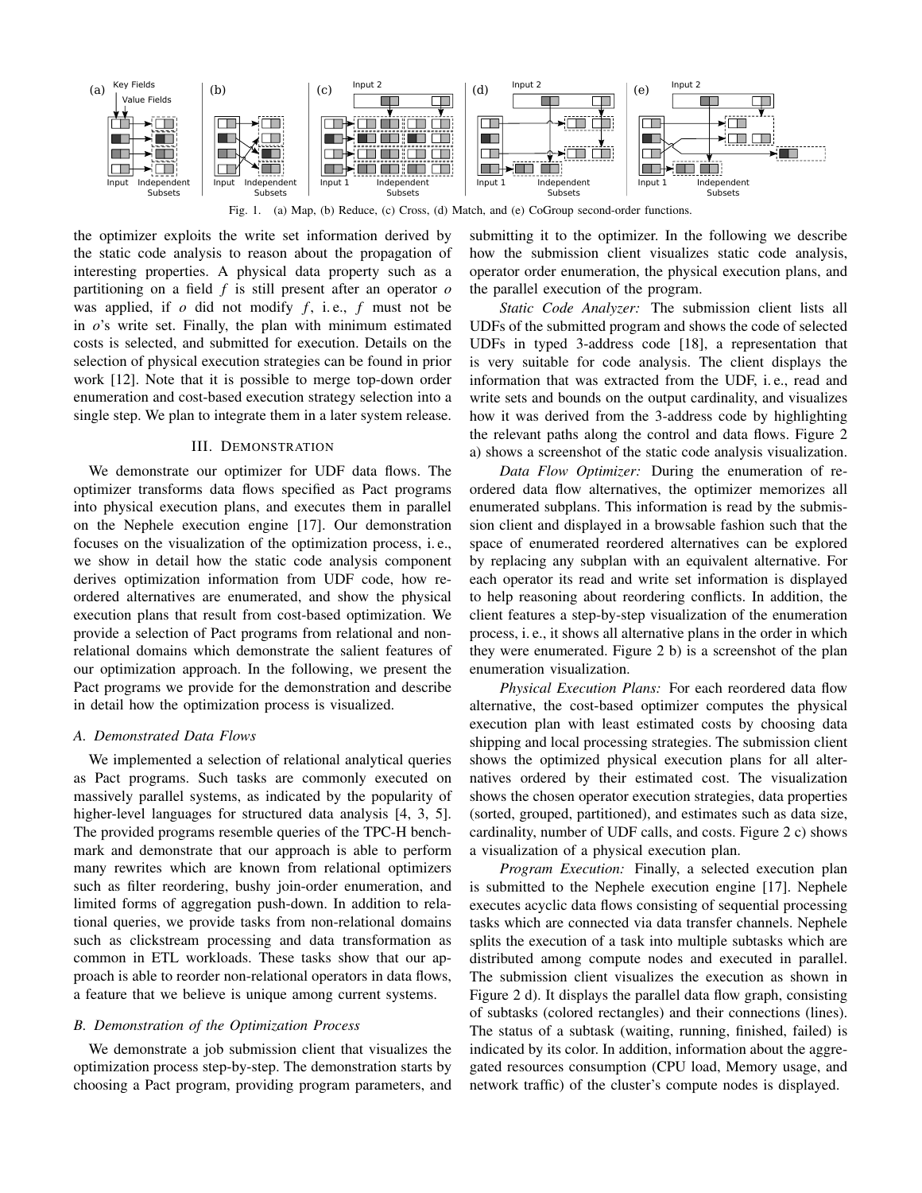Fig. 1. (a) Map, (b) Reduce, (c) Cross, (d) Match, and (e) CoGroup second-order functions.

the optimizer exploits the write set information derived by the static code analysis to reason about the propagation of interesting properties. A physical data property such as a partitioning on a field $f$ is still present after an operator $o$ was applied, if $o$ did not modify $f$, i. e., $f$ must not be in $o$'s write set. Finally, the plan with minimum estimated costs is selected, and submitted for execution. Details on the selection of physical execution strategies can be found in prior work [12]. Note that it is possible to merge top-down order enumeration and cost-based execution strategy selection into a single step. We plan to integrate them in a later system release.

## III. Demonstration

We demonstrate our optimizer for UDF data flows. The optimizer transforms data flows specified as Pact programs into physical execution plans, and executes them in parallel on the Nephele execution engine [17]. Our demonstration focuses on the visualization of the optimization process, i. e., we show in detail how the static code analysis component derives optimization information from UDF code, how reordered alternatives are enumerated, and show the physical execution plans that result from cost-based optimization. We provide a selection of Pact programs from relational and non-relational domains which demonstrate the salient features of our optimization approach. In the following, we present the Pact programs we provide for the demonstration and describe in detail how the optimization process is visualized.

### A. Demonstrated Data Flows

We implemented a selection of relational analytical queries as Pact programs. Such tasks are commonly executed on massively parallel systems, as indicated by the popularity of higher-level languages for structured data analysis [4, 3, 5]. The provided programs resemble queries of the TPC-H benchmark and demonstrate that our approach is able to perform many rewrites which are known from relational optimizers such as filter reordering, bushy join-order enumeration, and limited forms of aggregation push-down. In addition to relational queries, we provide tasks from non-relational domains such as clickstream processing and data transformation as common in ETL workloads. These tasks show that our approach is able to reorder non-relational operators in data flows, a feature that we believe is unique among current systems.

### B. Demonstration of the Optimization Process

We demonstrate a job submission client that visualizes the optimization process step-by-step. The demonstration starts by choosing a Pact program, providing program parameters, and submitting it to the optimizer. In the following we describe how the submission client visualizes static code analysis, operator order enumeration, the physical execution plans, and the parallel execution of the program.

*Static Code Analyzer:* The submission client lists all UDFs of the submitted program and shows the code of selected UDFs in typed 3-address code [18], a representation that is very suitable for code analysis. The client displays the information that was extracted from the UDF, i. e., read and write sets and bounds on the output cardinality, and visualizes how it was derived from the 3-address code by highlighting the relevant paths along the control and data flows. Figure 2 a) shows a screenshot of the static code analysis visualization.

*Data Flow Optimizer:* During the enumeration of reordered data flow alternatives, the optimizer memorizes all enumerated subplans. This information is read by the submission client and displayed in a browsable fashion such that the space of enumerated reordered alternatives can be explored by replacing any subplan with an equivalent alternative. For each operator its read and write set information is displayed to help reasoning about reordering conflicts. In addition, the client features a step-by-step visualization of the enumeration process, i. e., it shows all alternative plans in the order in which they were enumerated. Figure 2 b) is a screenshot of the plan enumeration visualization.

*Physical Execution Plans:* For each reordered data flow alternative, the cost-based optimizer computes the physical execution plan with least estimated costs by choosing data shipping and local processing strategies. The submission client shows the optimized physical execution plans for all alternatives ordered by their estimated cost. The visualization shows the chosen operator execution strategies, data properties (sorted, grouped, partitioned), and estimates such as data size, cardinality, number of UDF calls, and costs. Figure 2 c) shows a visualization of a physical execution plan.

*Program Execution:* Finally, a selected execution plan is submitted to the Nephele execution engine [17]. Nephele executes acyclic data flows consisting of sequential processing tasks which are connected via data transfer channels. Nephele splits the execution of a task into multiple subtasks which are distributed among compute nodes and executed in parallel. The submission client visualizes the execution as shown in Figure 2 d). It displays the parallel data flow graph, consisting of subtasks (colored rectangles) and their connections (lines). The status of a subtask (waiting, running, finished, failed) is indicated by its color. In addition, information about the aggregated resources consumption (CPU load, Memory usage, and network traffic) of the cluster's compute nodes is displayed.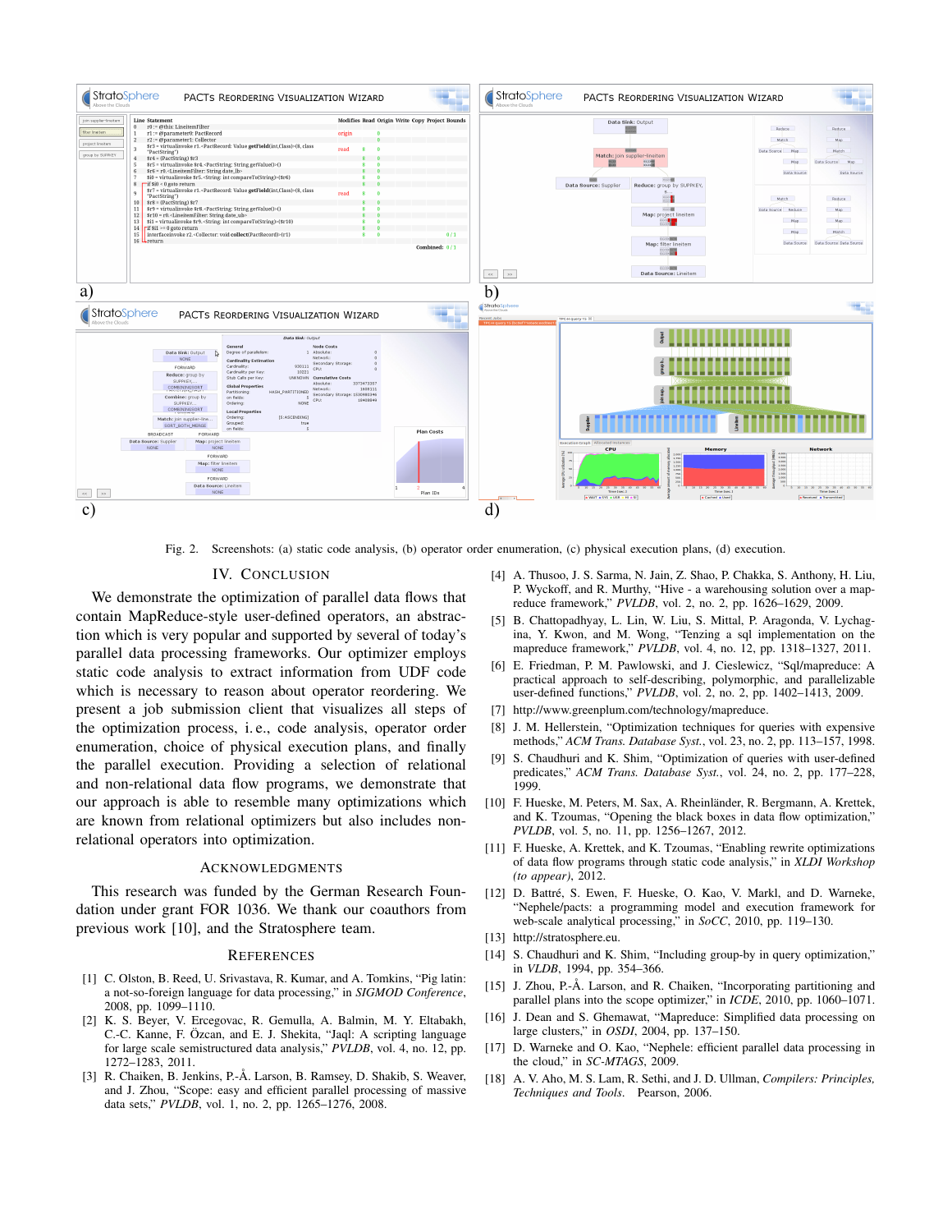Fig. 2. Screenshots: (a) static code analysis, (b) operator order enumeration, (c) physical execution plans, (d) execution.

## IV. Conclusion

We demonstrate the optimization of parallel data flows that contain MapReduce-style user-defined operators, an abstraction which is very popular and supported by several of today's parallel data processing frameworks. Our optimizer employs static code analysis to extract information from UDF code which is necessary to reason about operator reordering. We present a job submission client that visualizes all steps of the optimization process, i. e., code analysis, operator order enumeration, choice of physical execution plans, and finally the parallel execution. Providing a selection of relational and non-relational data flow programs, we demonstrate that our approach is able to resemble many optimizations which are known from relational optimizers but also includes non-relational operators into optimization.

## Acknowledgments

This research was funded by the German Research Foundation under grant FOR 1036. We thank our coauthors from previous work [10], and the Stratosphere team.

## References

[1] C. Olston, B. Reed, U. Srivastava, R. Kumar, and A. Tomkins, "Pig latin: a not-so-foreign language for data processing," in *SIGMOD Conference*, 2008, pp. 1099–1110.

[2] K. S. Beyer, V. Ercegovac, R. Gemulla, A. Balmin, M. Y. Eltabakh, C.-C. Kanne, F. Özcan, and E. J. Shekita, "Jaql: A scripting language for large scale semistructured data analysis," *PVLDB*, vol. 4, no. 12, pp. 1272–1283, 2011.

[3] R. Chaiken, B. Jenkins, P.-Å. Larson, B. Ramsey, D. Shakib, S. Weaver, and J. Zhou, "Scope: easy and efficient parallel processing of massive data sets," *PVLDB*, vol. 1, no. 2, pp. 1265–1276, 2008.

[4] A. Thusoo, J. S. Sarma, N. Jain, Z. Shao, P. Chakka, S. Anthony, H. Liu, P. Wyckoff, and R. Murthy, "Hive - a warehousing solution over a map-reduce framework," *PVLDB*, vol. 2, no. 2, pp. 1626–1629, 2009.

[5] B. Chattopadhyay, L. Lin, W. Liu, S. Mittal, P. Aragonda, V. Lychagina, Y. Kwon, and M. Wong, "Tenzing a sql implementation on the mapreduce framework," *PVLDB*, vol. 4, no. 12, pp. 1318–1327, 2011.

[6] E. Friedman, P. M. Pawlowski, and J. Cieslewicz, "Sql/mapreduce: A practical approach to self-describing, polymorphic, and parallelizable user-defined functions," *PVLDB*, vol. 2, no. 2, pp. 1402–1413, 2009.

[7] http://www.greenplum.com/technology/mapreduce.

[8] J. M. Hellerstein, "Optimization techniques for queries with expensive methods," *ACM Trans. Database Syst.*, vol. 23, no. 2, pp. 113–157, 1998.

[9] S. Chaudhuri and K. Shim, "Optimization of queries with user-defined predicates," *ACM Trans. Database Syst.*, vol. 24, no. 2, pp. 177–228, 1999.

[10] F. Hueske, M. Peters, M. Sax, A. Rheinländer, R. Bergmann, A. Krettek, and K. Tzoumas, "Opening the black boxes in data flow optimization," *PVLDB*, vol. 5, no. 11, pp. 1256–1267, 2012.

[11] F. Hueske, A. Krettek, and K. Tzoumas, "Enabling rewrite optimizations of data flow programs through static code analysis," in *XLDI Workshop (to appear)*, 2012.

[12] D. Battré, S. Ewen, F. Hueske, O. Kao, V. Markl, and D. Warneke, "Nephele/pacts: a programming model and execution framework for web-scale analytical processing," in *SoCC*, 2010, pp. 119–130.

[13] http://stratosphere.eu.

[14] S. Chaudhuri and K. Shim, "Including group-by in query optimization," in *VLDB*, 1994, pp. 354–366.

[15] J. Zhou, P.-Å. Larson, and R. Chaiken, "Incorporating partitioning and parallel plans into the scope optimizer," in *ICDE*, 2010, pp. 1060–1071.

[16] J. Dean and S. Ghemawat, "Mapreduce: Simplified data processing on large clusters," in *OSDI*, 2004, pp. 137–150.

[17] D. Warneke and O. Kao, "Nephele: efficient parallel data processing in the cloud," in *SC-MTAGS*, 2009.

[18] A. V. Aho, M. S. Lam, R. Sethi, and J. D. Ullman, *Compilers: Principles, Techniques and Tools*. Pearson, 2006.